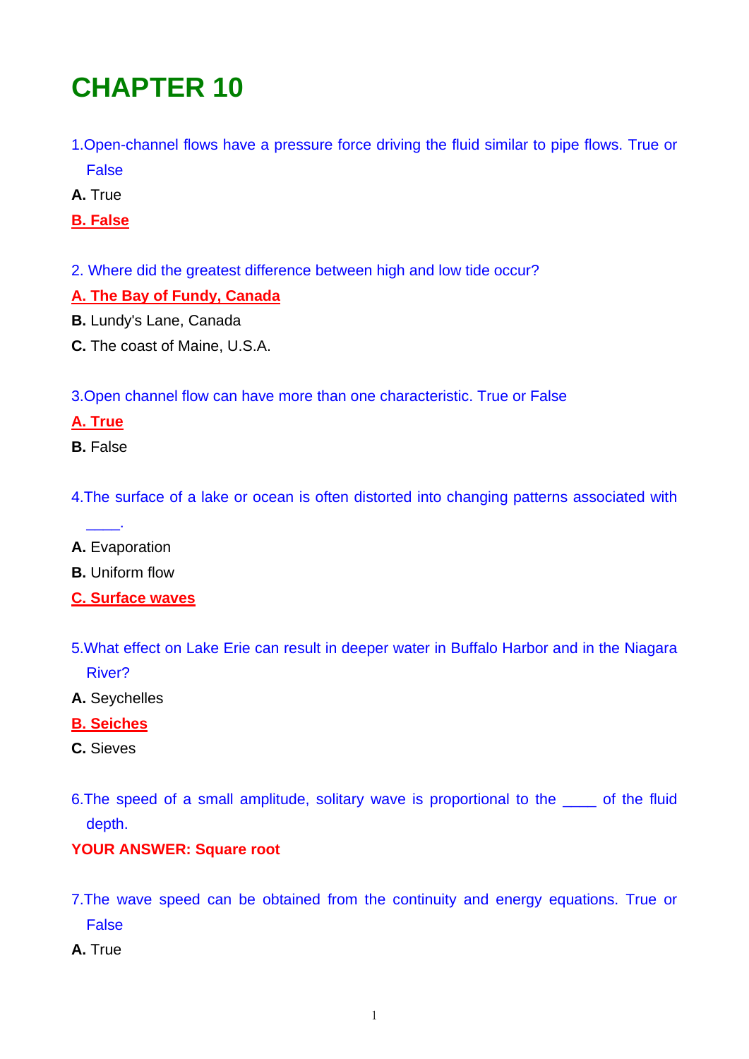# CHAPTER 10

1.Open-channel flows have a pressure force driving the fluid similar to pipe flows. True or False

**A.** True

**B. False**

2. Where did the greatest difference between high and low tide occur?

**A. The Bay of Fundy, Canada**

**B.** Lundy's Lane, Canada

**C.** The coast of Maine, U.S.A.

3.Open channel flow can have more than one characteristic. True or False

**A. True**

**B.** False

4.The surface of a lake or ocean is often distorted into changing patterns associated with ____.

**A.** Evaporation

**B.** Uniform flow

**C. Surface waves**

5.What effect on Lake Erie can result in deeper water in Buffalo Harbor and in the Niagara River?

**A.** Seychelles

**B. Seiches**

**C.** Sieves

6.The speed of a small amplitude, solitary wave is proportional to the ____ of the fluid depth.

**YOUR ANSWER: Square root**

7.The wave speed can be obtained from the continuity and energy equations. True or False

**A.** True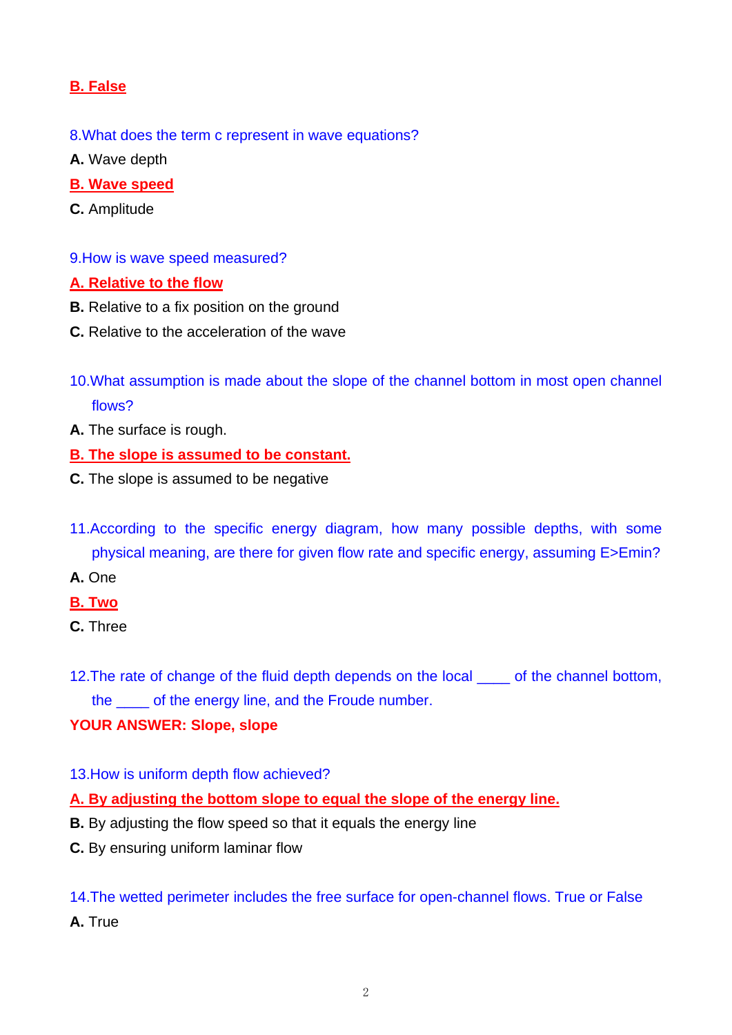**B. False**

8.What does the term c represent in wave equations?

**A.** Wave depth

**B. Wave speed**

**C.** Amplitude

9.How is wave speed measured?

**A. Relative to the flow**

**B.** Relative to a fix position on the ground

**C.** Relative to the acceleration of the wave

10.What assumption is made about the slope of the channel bottom in most open channel flows?

**A.** The surface is rough.

**B. The slope is assumed to be constant.**

**C.** The slope is assumed to be negative

11.According to the specific energy diagram, how many possible depths, with some physical meaning, are there for given flow rate and specific energy, assuming E>Emin?

**A.** One

**B. Two**

**C.** Three

12.The rate of change of the fluid depth depends on the local ____ of the channel bottom, the ____ of the energy line, and the Froude number.

**YOUR ANSWER: Slope, slope**

13.How is uniform depth flow achieved?

**A. By adjusting the bottom slope to equal the slope of the energy line.**

**B.** By adjusting the flow speed so that it equals the energy line

**C.** By ensuring uniform laminar flow

14.The wetted perimeter includes the free surface for open-channel flows. True or False

**A.** True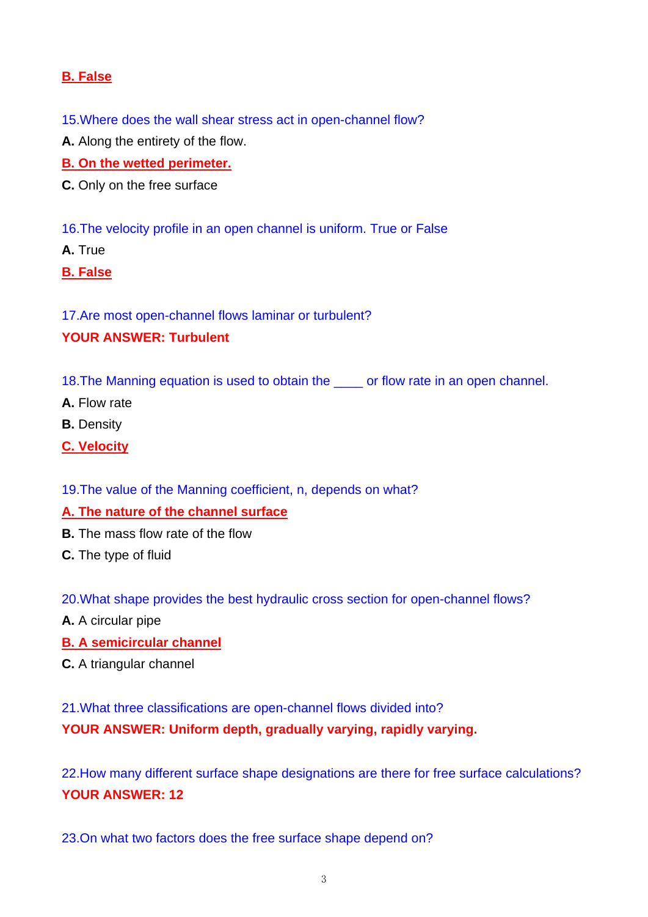**B. False**

15.Where does the wall shear stress act in open-channel flow?

**A.** Along the entirety of the flow.

**B. On the wetted perimeter.**

**C.** Only on the free surface

16.The velocity profile in an open channel is uniform. True or False

**A.** True

**B. False**

17.Are most open-channel flows laminar or turbulent?

**YOUR ANSWER: Turbulent**

18.The Manning equation is used to obtain the ____ or flow rate in an open channel.

**A.** Flow rate

**B.** Density

**C. Velocity**

19.The value of the Manning coefficient, n, depends on what?

**A. The nature of the channel surface**

**B.** The mass flow rate of the flow

**C.** The type of fluid

20.What shape provides the best hydraulic cross section for open-channel flows?

**A.** A circular pipe

**B. A semicircular channel**

**C.** A triangular channel

21.What three classifications are open-channel flows divided into?

**YOUR ANSWER: Uniform depth, gradually varying, rapidly varying.**

22.How many different surface shape designations are there for free surface calculations?

**YOUR ANSWER: 12**

23.On what two factors does the free surface shape depend on?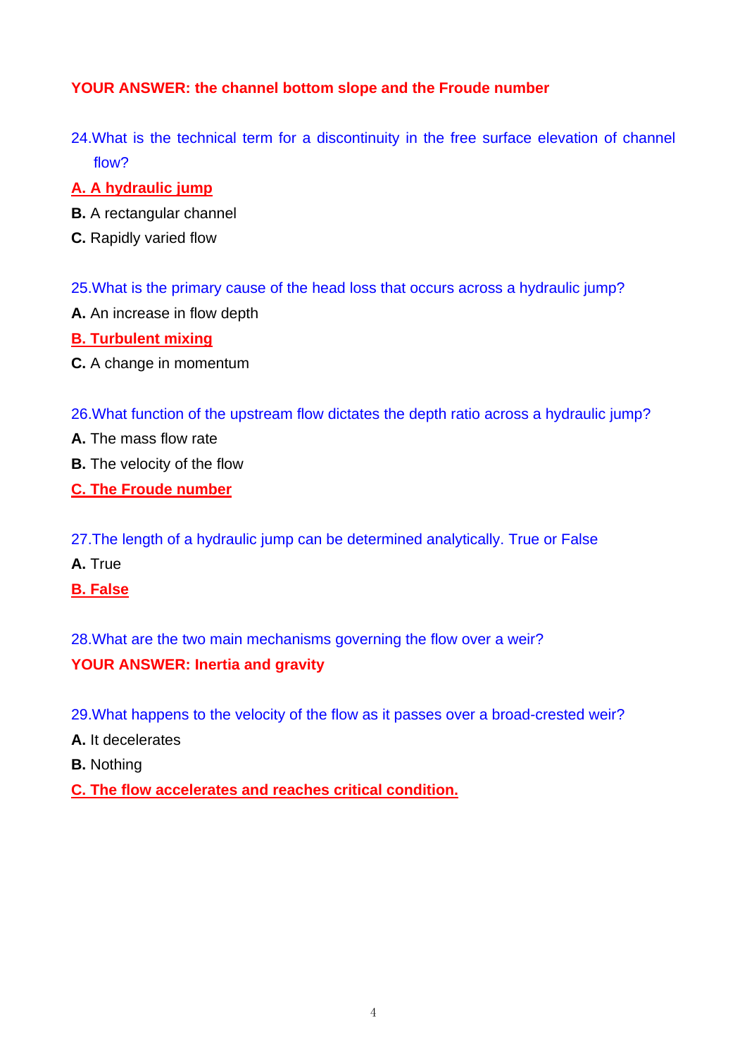**YOUR ANSWER: the channel bottom slope and the Froude number**

24.What is the technical term for a discontinuity in the free surface elevation of channel flow?

**A. A hydraulic jump**

**B.** A rectangular channel

**C.** Rapidly varied flow

25.What is the primary cause of the head loss that occurs across a hydraulic jump?

**A.** An increase in flow depth

**B. Turbulent mixing**

**C.** A change in momentum

26.What function of the upstream flow dictates the depth ratio across a hydraulic jump?

**A.** The mass flow rate

**B.** The velocity of the flow

**C. The Froude number**

27.The length of a hydraulic jump can be determined analytically. True or False

**A.** True

**B. False**

28.What are the two main mechanisms governing the flow over a weir?

**YOUR ANSWER: Inertia and gravity**

29.What happens to the velocity of the flow as it passes over a broad-crested weir?

**A.** It decelerates

**B.** Nothing

**C. The flow accelerates and reaches critical condition.**